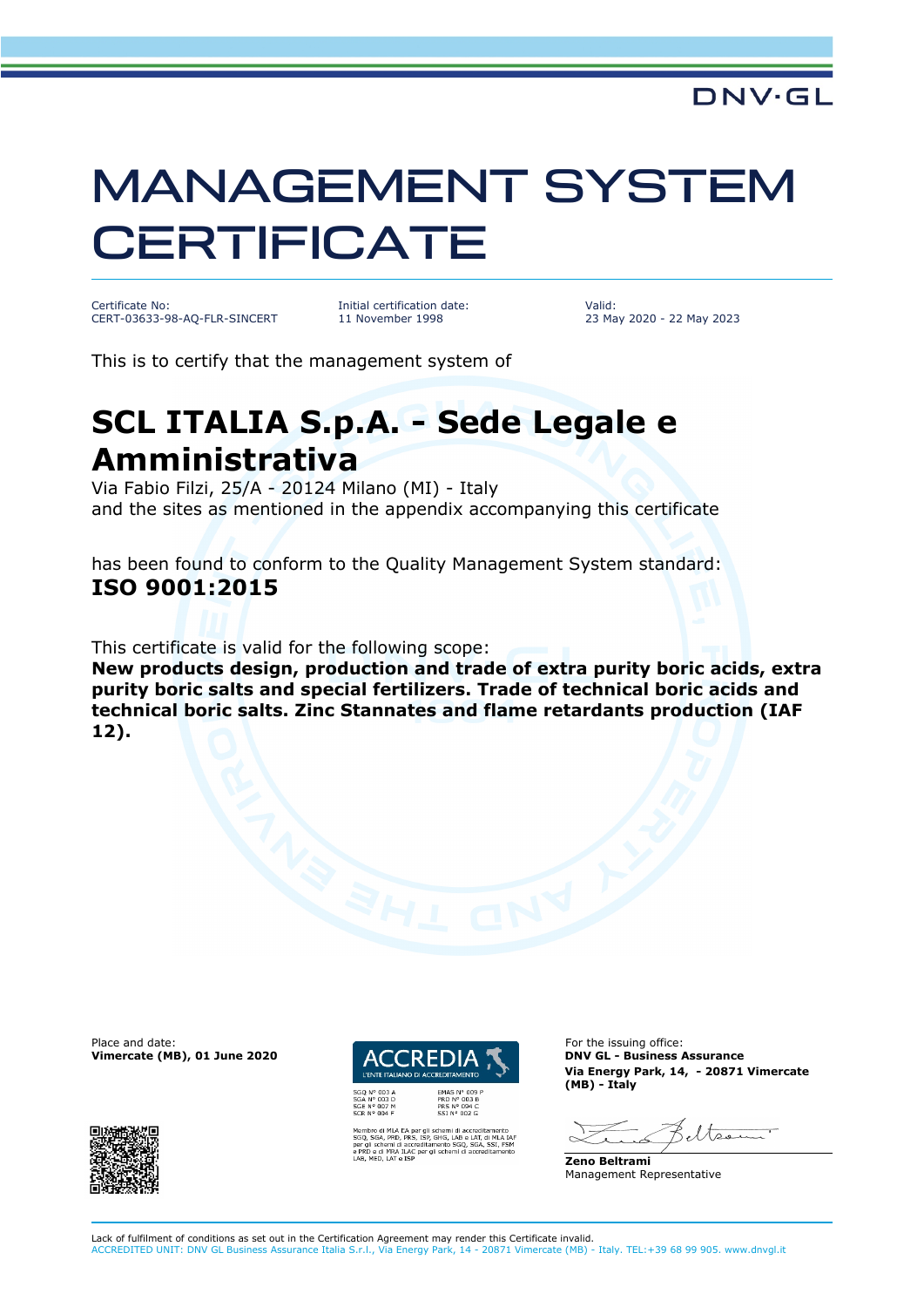DNV·GL

# MANAGEMENT SYSTEM CERTIFICATE

| Certificate No: | Initial certification date: | Valid: |
|---|---|---|
| CERT-03633-98-AQ-FLR-SINCERT | 11 November 1998 | 23 May 2020 - 22 May 2023 |

This is to certify that the management system of

## SCL ITALIA S.p.A. - Sede Legale e Amministrativa

Via Fabio Filzi, 25/A - 20124 Milano (MI) - Italy
and the sites as mentioned in the appendix accompanying this certificate

has been found to conform to the Quality Management System standard:
**ISO 9001:2015**

This certificate is valid for the following scope:
**New products design, production and trade of extra purity boric acids, extra purity boric salts and special fertilizers. Trade of technical boric acids and technical boric salts. Zinc Stannates and flame retardants production (IAF 12).**

Place and date:
**Vimercate (MB), 01 June 2020**

ACCREDIA
L'ENTE ITALIANO DI ACCREDITAMENTO

SGQ N° 003 A
SGA N° 003 D
SGE N° 007 M
SCR N° 004 F

EMAS N° 009 P
PRD N° 003 B
PRS N° 094 C
SSI N° 002 G

Membro di MLA EA per gli schemi di accreditamento SGQ, SGA, PRD, PRS, ISP, GHG, LAB e LAT, di MLA IAF per gli schemi di accreditamento SGQ, SGA, SSI, FSM e PRD e di MRA ILAC per gli schemi di accreditamento LAB, MED, LAT e ISP

For the issuing office:
**DNV GL - Business Assurance**
**Via Energy Park, 14, - 20871 Vimercate (MB) - Italy**

**Zeno Beltrami**
Management Representative

Lack of fulfilment of conditions as set out in the Certification Agreement may render this Certificate invalid.
ACCREDITED UNIT: DNV GL Business Assurance Italia S.r.l., Via Energy Park, 14 - 20871 Vimercate (MB) - Italy. TEL:+39 68 99 905. www.dnvgl.it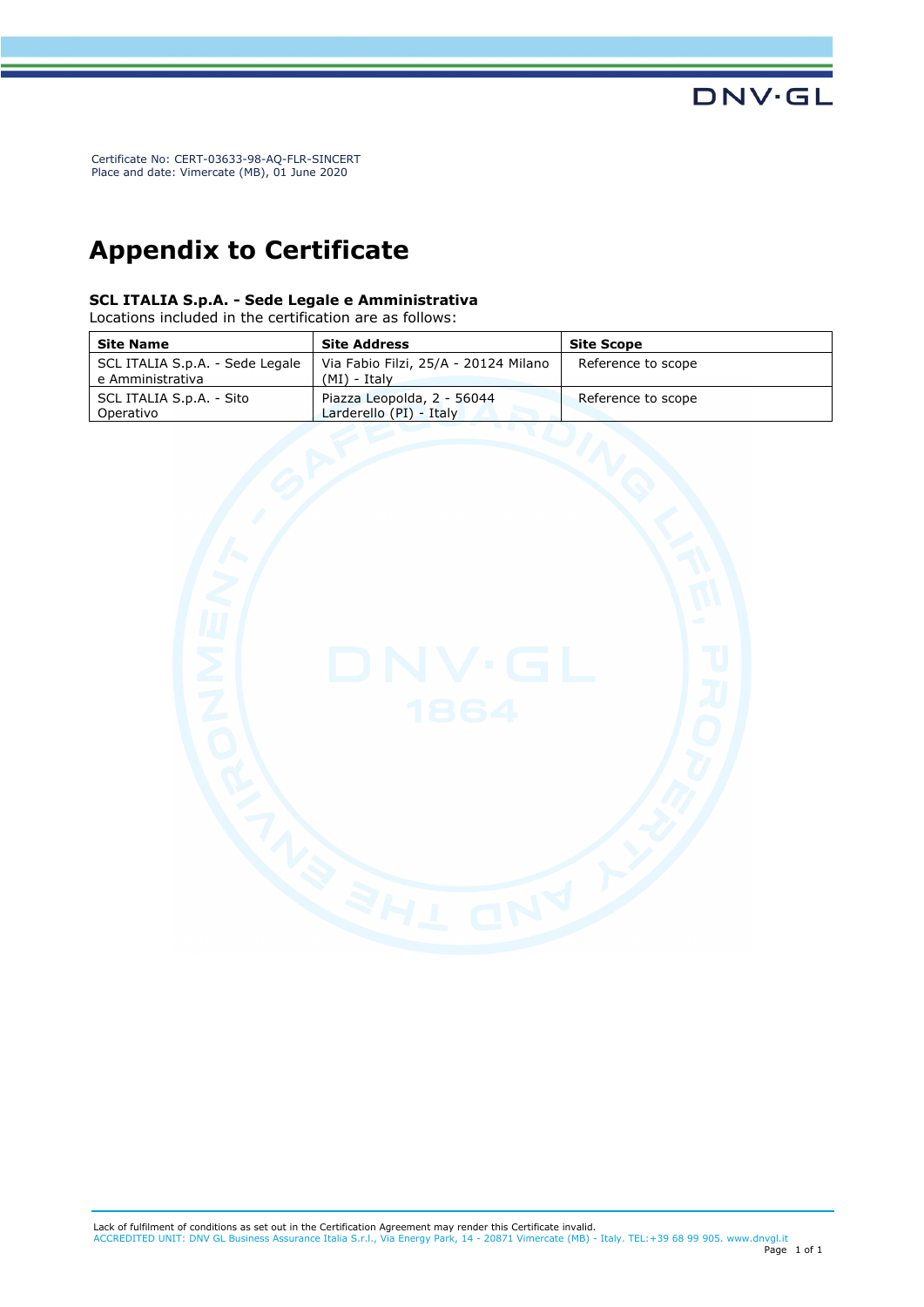Certificate No: CERT-03633-98-AQ-FLR-SINCERT
Place and date: Vimercate (MB), 01 June 2020

# Appendix to Certificate

**SCL ITALIA S.p.A. - Sede Legale e Amministrativa**
Locations included in the certification are as follows:

| Site Name | Site Address | Site Scope |
|---|---|---|
| SCL ITALIA S.p.A. - Sede Legale e Amministrativa | Via Fabio Filzi, 25/A - 20124 Milano (MI) - Italy | Reference to scope |
| SCL ITALIA S.p.A. - Sito Operativo | Piazza Leopolda, 2 - 56044 Larderello (PI) - Italy | Reference to scope |

Lack of fulfilment of conditions as set out in the Certification Agreement may render this Certificate invalid.
ACCREDITED UNIT: DNV GL Business Assurance Italia S.r.l., Via Energy Park, 14 - 20871 Vimercate (MB) - Italy. TEL:+39 68 99 905. www.dnvgl.it